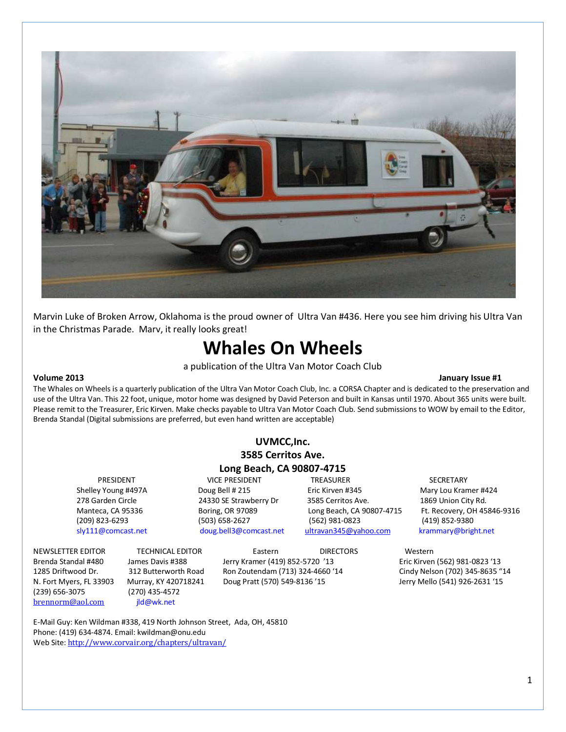Marvin Luke of Broken Arrow, Oklahoma is the proud owner of Ultra Van #436. Here you see him driving his Ultra Van in the Christmas Parade. Marv, it really looks great!

# Whales On Wheels

a publication of the Ultra Van Motor Coach Club

**Volume 2013** **January Issue #1**

The Whales on Wheels is a quarterly publication of the Ultra Van Motor Coach Club, Inc. a CORSA Chapter and is dedicated to the preservation and use of the Ultra Van. This 22 foot, unique, motor home was designed by David Peterson and built in Kansas until 1970. About 365 units were built. Please remit to the Treasurer, Eric Kirven. Make checks payable to Ultra Van Motor Coach Club. Send submissions to WOW by email to the Editor, Brenda Standal (Digital submissions are preferred, but even hand written are acceptable)

**UVMCC,Inc.**
**3585 Cerritos Ave.**
**Long Beach, CA 90807-4715**

| PRESIDENT | VICE PRESIDENT | TREASURER | SECRETARY |
|---|---|---|---|
| Shelley Young #497A | Doug Bell # 215 | Eric Kirven #345 | Mary Lou Kramer #424 |
| 278 Garden Circle | 24330 SE Strawberry Dr | 3585 Cerritos Ave. | 1869 Union City Rd. |
| Manteca, CA 95336 | Boring, OR 97089 | Long Beach, CA 90807-4715 | Ft. Recovery, OH 45846-9316 |
| (209) 823-6293 | (503) 658-2627 | (562) 981-0823 | (419) 852-9380 |
| sly111@comcast.net | doug.bell3@comcast.net | ultravan345@yahoo.com | krammary@bright.net |

| NEWSLETTER EDITOR | TECHNICAL EDITOR | Eastern DIRECTORS | Western |
|---|---|---|---|
| Brenda Standal #480 | James Davis #388 | Jerry Kramer (419) 852-5720 '13 | Eric Kirven (562) 981-0823 '13 |
| 1285 Driftwood Dr. | 312 Butterworth Road | Ron Zoutendam (713) 324-4660 '14 | Cindy Nelson (702) 345-8635 "14 |
| N. Fort Myers, FL 33903 | Murray, KY 420718241 | Doug Pratt (570) 549-8136 '15 | Jerry Mello (541) 926-2631 '15 |
| (239) 656-3075 | (270) 435-4572 | | |
| brennorm@aol.com | jld@wk.net | | |

E-Mail Guy: Ken Wildman #338, 419 North Johnson Street, Ada, OH, 45810
Phone: (419) 634-4874. Email: kwildman@onu.edu
Web Site: http://www.corvair.org/chapters/ultravan/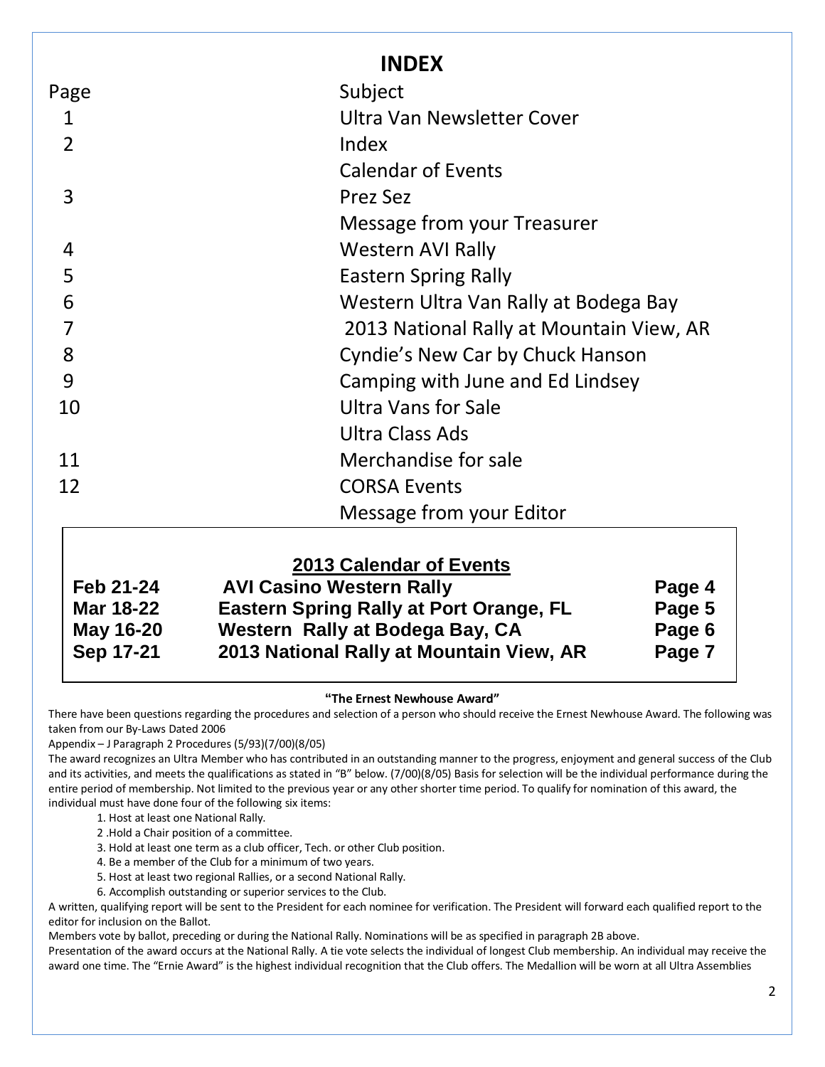# INDEX

| Page | Subject |
| --- | --- |
| 1 | Ultra Van Newsletter Cover |
| 2 | Index |
| | Calendar of Events |
| 3 | Prez Sez |
| | Message from your Treasurer |
| 4 | Western AVI Rally |
| 5 | Eastern Spring Rally |
| 6 | Western Ultra Van Rally at Bodega Bay |
| 7 | 2013 National Rally at Mountain View, AR |
| 8 | Cyndie's New Car by Chuck Hanson |
| 9 | Camping with June and Ed Lindsey |
| 10 | Ultra Vans for Sale |
| | Ultra Class Ads |
| 11 | Merchandise for sale |
| 12 | CORSA Events |
| | Message from your Editor |

## 2013 Calendar of Events

| | | |
| --- | --- | --- |
| **Feb 21-24** | **AVI Casino Western Rally** | **Page 4** |
| **Mar 18-22** | **Eastern Spring Rally at Port Orange, FL** | **Page 5** |
| **May 16-20** | **Western Rally at Bodega Bay, CA** | **Page 6** |
| **Sep 17-21** | **2013 National Rally at Mountain View, AR** | **Page 7** |

### "The Ernest Newhouse Award"

There have been questions regarding the procedures and selection of a person who should receive the Ernest Newhouse Award. The following was taken from our By-Laws Dated 2006

Appendix – J Paragraph 2 Procedures (5/93)(7/00)(8/05)

The award recognizes an Ultra Member who has contributed in an outstanding manner to the progress, enjoyment and general success of the Club and its activities, and meets the qualifications as stated in "B" below. (7/00)(8/05) Basis for selection will be the individual performance during the entire period of membership. Not limited to the previous year or any other shorter time period. To qualify for nomination of this award, the individual must have done four of the following six items:

1. Host at least one National Rally.
2. Hold a Chair position of a committee.
3. Hold at least one term as a club officer, Tech. or other Club position.
4. Be a member of the Club for a minimum of two years.
5. Host at least two regional Rallies, or a second National Rally.
6. Accomplish outstanding or superior services to the Club.

A written, qualifying report will be sent to the President for each nominee for verification. The President will forward each qualified report to the editor for inclusion on the Ballot.

Members vote by ballot, preceding or during the National Rally. Nominations will be as specified in paragraph 2B above.

Presentation of the award occurs at the National Rally. A tie vote selects the individual of longest Club membership. An individual may receive the award one time. The "Ernie Award" is the highest individual recognition that the Club offers. The Medallion will be worn at all Ultra Assemblies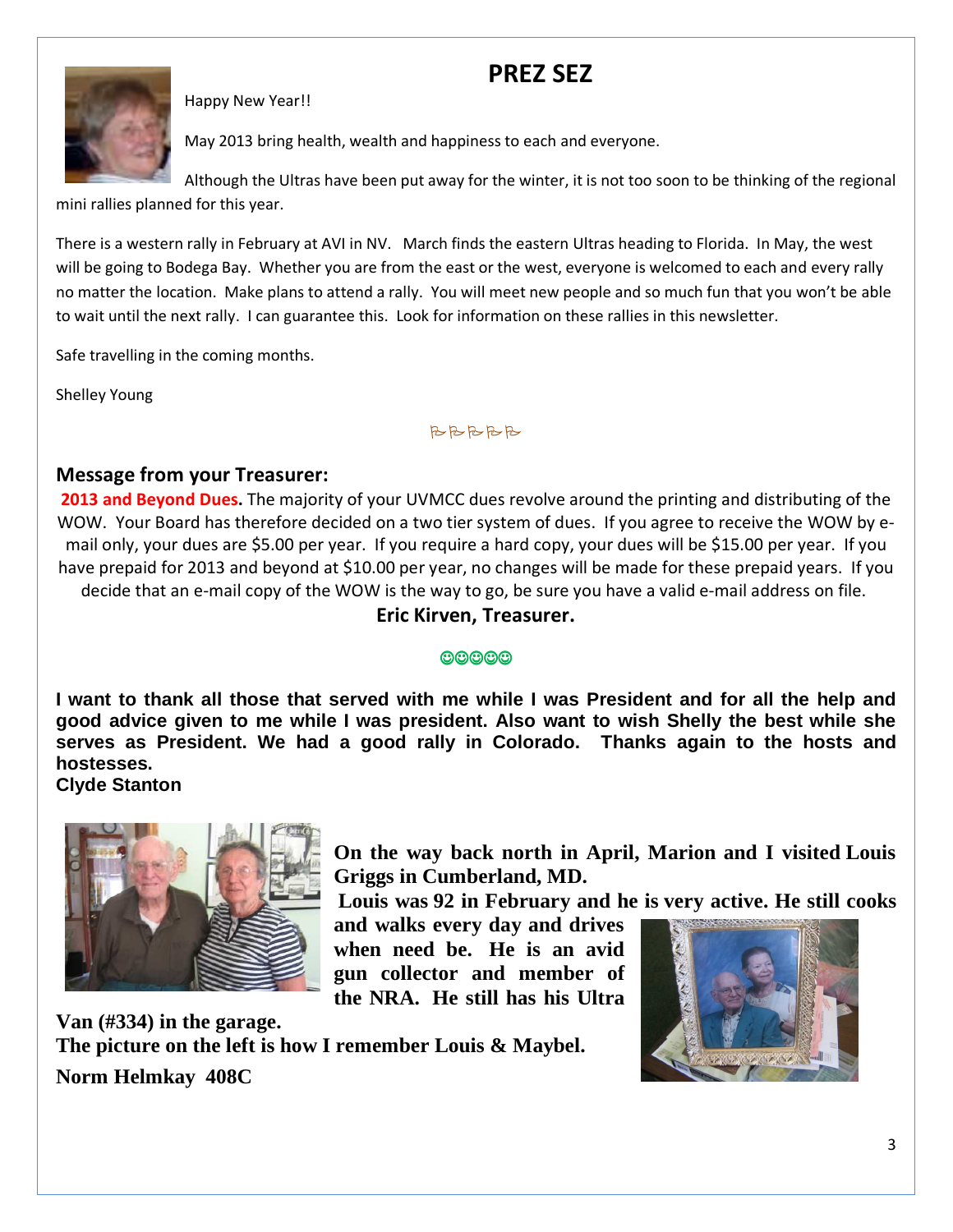# PREZ SEZ

Happy New Year!!

May 2013 bring health, wealth and happiness to each and everyone.

Although the Ultras have been put away for the winter, it is not too soon to be thinking of the regional mini rallies planned for this year.

There is a western rally in February at AVI in NV. March finds the eastern Ultras heading to Florida. In May, the west will be going to Bodega Bay. Whether you are from the east or the west, everyone is welcomed to each and every rally no matter the location. Make plans to attend a rally. You will meet new people and so much fun that you won't be able to wait until the next rally. I can guarantee this. Look for information on these rallies in this newsletter.

Safe travelling in the coming months.

Shelley Young

## Message from your Treasurer:

**2013 and Beyond Dues.** The majority of your UVMCC dues revolve around the printing and distributing of the WOW. Your Board has therefore decided on a two tier system of dues. If you agree to receive the WOW by e-mail only, your dues are $5.00 per year. If you require a hard copy, your dues will be $15.00 per year. If you have prepaid for 2013 and beyond at $10.00 per year, no changes will be made for these prepaid years. If you decide that an e-mail copy of the WOW is the way to go, be sure you have a valid e-mail address on file.

**Eric Kirven, Treasurer.**

☺☺☺☺☺

**I want to thank all those that served with me while I was President and for all the help and good advice given to me while I was president. Also want to wish Shelly the best while she serves as President. We had a good rally in Colorado. Thanks again to the hosts and hostesses.**
**Clyde Stanton**

**On the way back north in April, Marion and I visited Louis Griggs in Cumberland, MD.**
**Louis was 92 in February and he is very active. He still cooks and walks every day and drives when need be. He is an avid gun collector and member of the NRA. He still has his Ultra Van (#334) in the garage.**
**The picture on the left is how I remember Louis & Maybel.**
**Norm Helmkay 408C**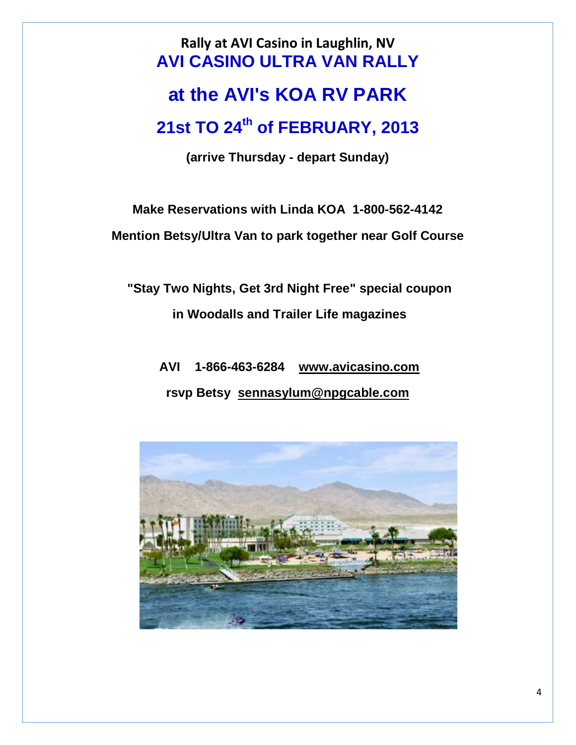# Rally at AVI Casino in Laughlin, NV

## AVI CASINO ULTRA VAN RALLY

## at the AVI's KOA RV PARK

## 21st TO 24th of FEBRUARY, 2013

**(arrive Thursday - depart Sunday)**

**Make Reservations with Linda KOA 1-800-562-4142**

**Mention Betsy/Ultra Van to park together near Golf Course**

**"Stay Two Nights, Get 3rd Night Free" special coupon**

**in Woodalls and Trailer Life magazines**

**AVI 1-866-463-6284 www.avicasino.com**

**rsvp Betsy sennasylum@npgcable.com**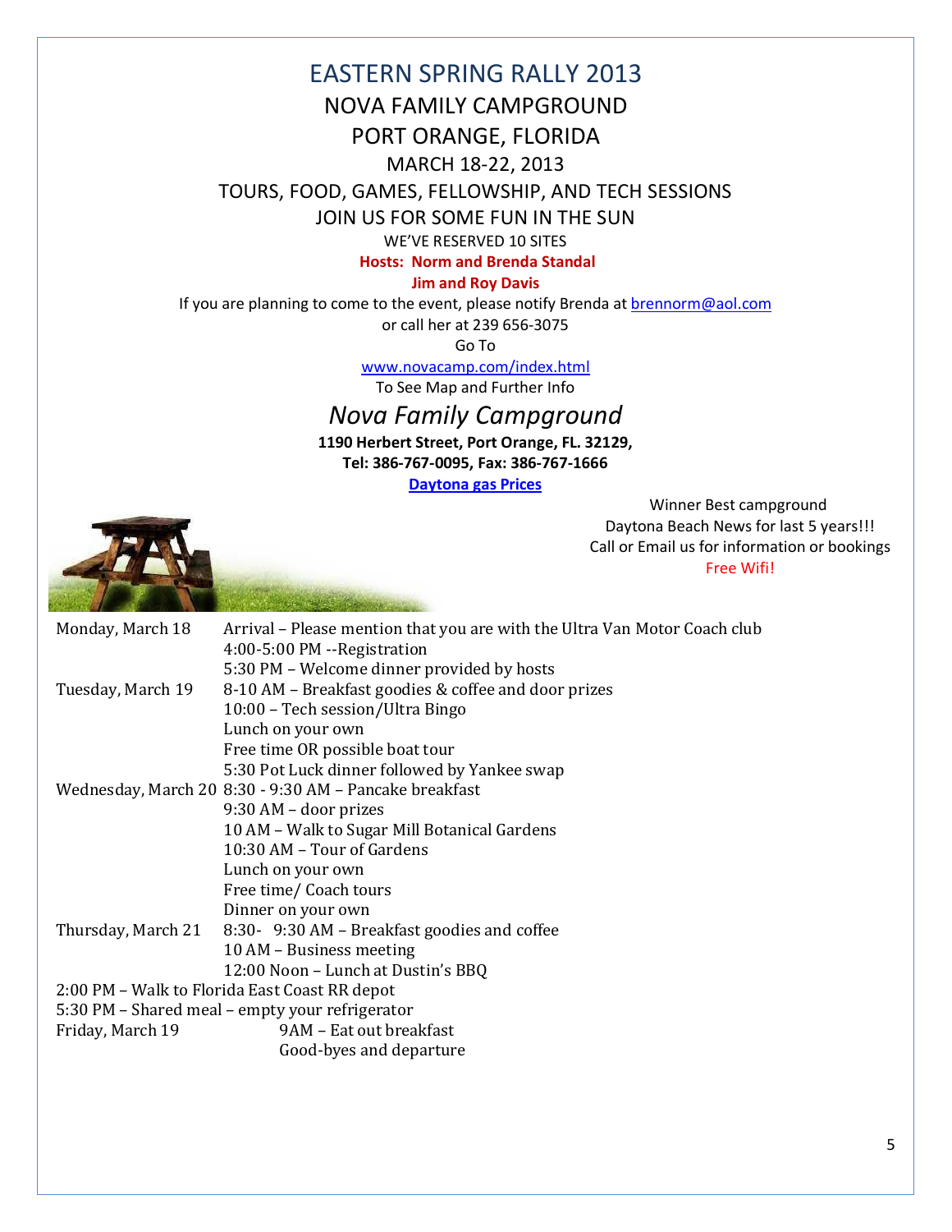# EASTERN SPRING RALLY 2013

## NOVA FAMILY CAMPGROUND

## PORT ORANGE, FLORIDA

MARCH 18-22, 2013

TOURS, FOOD, GAMES, FELLOWSHIP, AND TECH SESSIONS

JOIN US FOR SOME FUN IN THE SUN

WE'VE RESERVED 10 SITES

**Hosts: Norm and Brenda Standal**

**Jim and Roy Davis**

If you are planning to come to the event, please notify Brenda at brennorm@aol.com

or call her at 239 656-3075

Go To

www.novacamp.com/index.html

To See Map and Further Info

## *Nova Family Campground*

**1190 Herbert Street, Port Orange, FL. 32129,**

**Tel: 386-767-0095, Fax: 386-767-1666**

**Daytona gas Prices**

Winner Best campground
Daytona Beach News for last 5 years!!!
Call or Email us for information or bookings
Free Wifi!

| | |
|---|---|
| Monday, March 18 | Arrival – Please mention that you are with the Ultra Van Motor Coach club |
| | 4:00-5:00 PM --Registration |
| | 5:30 PM – Welcome dinner provided by hosts |
| Tuesday, March 19 | 8-10 AM – Breakfast goodies & coffee and door prizes |
| | 10:00 – Tech session/Ultra Bingo |
| | Lunch on your own |
| | Free time OR possible boat tour |
| | 5:30 Pot Luck dinner followed by Yankee swap |
| Wednesday, March 20 | 8:30 - 9:30 AM – Pancake breakfast |
| | 9:30 AM – door prizes |
| | 10 AM – Walk to Sugar Mill Botanical Gardens |
| | 10:30 AM – Tour of Gardens |
| | Lunch on your own |
| | Free time/ Coach tours |
| | Dinner on your own |
| Thursday, March 21 | 8:30- 9:30 AM – Breakfast goodies and coffee |
| | 10 AM – Business meeting |
| | 12:00 Noon – Lunch at Dustin's BBQ |
| | 2:00 PM – Walk to Florida East Coast RR depot |
| | 5:30 PM – Shared meal – empty your refrigerator |
| Friday, March 19 | 9AM – Eat out breakfast |
| | Good-byes and departure |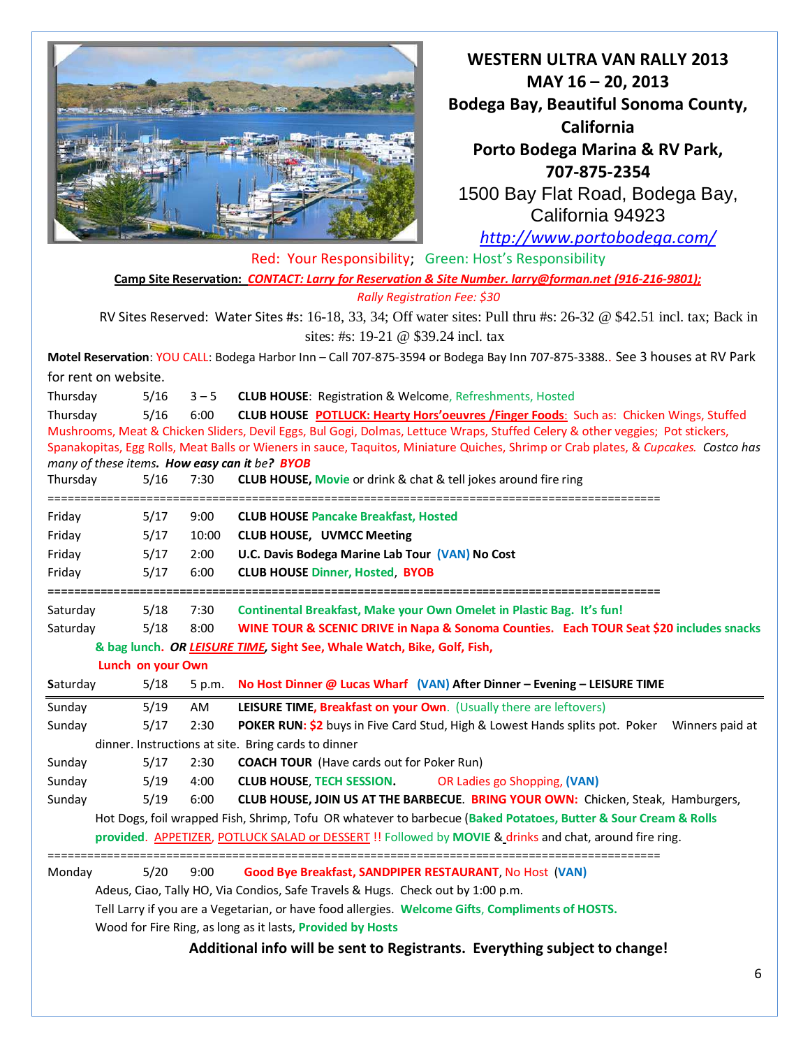# WESTERN ULTRA VAN RALLY 2013

## MAY 16 – 20, 2013

## Bodega Bay, Beautiful Sonoma County, California

## Porto Bodega Marina & RV Park, 707-875-2354

1500 Bay Flat Road, Bodega Bay, California 94923

http://www.portobodega.com/

Red: Your Responsibility; Green: Host's Responsibility

**Camp Site Reservation:** ***CONTACT: Larry for Reservation & Site Number. larry@forman.net (916-216-9801);***

*Rally Registration Fee: $30*

RV Sites Reserved: Water Sites #s: 16-18, 33, 34; Off water sites: Pull thru #s: 26-32 @ $42.51 incl. tax; Back in sites: #s: 19-21 @ $39.24 incl. tax

**Motel Reservation**: YOU CALL: Bodega Harbor Inn – Call 707-875-3594 or Bodega Bay Inn 707-875-3388.. See 3 houses at RV Park for rent on website.

Thursday 5/16 3 – 5 **CLUB HOUSE**: Registration & Welcome, Refreshments, Hosted

Thursday 5/16 6:00 **CLUB HOUSE** **POTLUCK: Hearty Hors'oeuvres /Finger Foods**: Such as: Chicken Wings, Stuffed Mushrooms, Meat & Chicken Sliders, Devil Eggs, Bul Gogi, Dolmas, Lettuce Wraps, Stuffed Celery & other veggies; Pot stickers, Spanakopitas, Egg Rolls, Meat Balls or Wieners in sauce, Taquitos, Miniature Quiches, Shrimp or Crab plates, & *Cupcakes. Costco has many of these items.* ***How easy can it be?*** ***BYOB***

Thursday 5/16 7:30 **CLUB HOUSE, Movie** or drink & chat & tell jokes around fire ring

================================================================================

Friday 5/17 9:00 **CLUB HOUSE Pancake Breakfast, Hosted**

Friday 5/17 10:00 **CLUB HOUSE, UVMCC Meeting**

Friday 5/17 2:00 **U.C. Davis Bodega Marine Lab Tour (VAN) No Cost**

Friday 5/17 6:00 **CLUB HOUSE Dinner, Hosted, BYOB**

================================================================================

Saturday 5/18 7:30 **Continental Breakfast, Make your Own Omelet in Plastic Bag. It's fun!**

Saturday 5/18 8:00 **WINE TOUR & SCENIC DRIVE in Napa & Sonoma Counties. Each TOUR Seat $20 includes snacks & bag lunch.** ***OR LEISURE TIME*****, Sight See, Whale Watch, Bike, Golf, Fish, Lunch on your Own**

Saturday 5/18 5 p.m. **No Host Dinner @ Lucas Wharf (VAN) After Dinner – Evening – LEISURE TIME**

Sunday 5/19 AM **LEISURE TIME, Breakfast on your Own**. (Usually there are leftovers)

Sunday 5/17 2:30 **POKER RUN: $2** buys in Five Card Stud, High & Lowest Hands splits pot. Poker Winners paid at dinner. Instructions at site. Bring cards to dinner

Sunday 5/17 2:30 **COACH TOUR** (Have cards out for Poker Run)

Sunday 5/19 4:00 **CLUB HOUSE, TECH SESSION.** OR Ladies go Shopping, **(VAN)**

Sunday 5/19 6:00 **CLUB HOUSE, JOIN US AT THE BARBECUE**. **BRING YOUR OWN:** Chicken, Steak, Hamburgers, Hot Dogs, foil wrapped Fish, Shrimp, Tofu OR whatever to barbecue (**Baked Potatoes, Butter & Sour Cream & Rolls provided**. APPETIZER, POTLUCK SALAD or DESSERT !! Followed by **MOVIE** & drinks and chat, around fire ring.

================================================================================

Monday 5/20 9:00 **Good Bye Breakfast, SANDPIPER RESTAURANT**, No Host **(VAN)**

Adeus, Ciao, Tally HO, Via Condios, Safe Travels & Hugs. Check out by 1:00 p.m.

Tell Larry if you are a Vegetarian, or have food allergies. **Welcome Gifts, Compliments of HOSTS.**

Wood for Fire Ring, as long as it lasts, **Provided by Hosts**

**Additional info will be sent to Registrants. Everything subject to change!**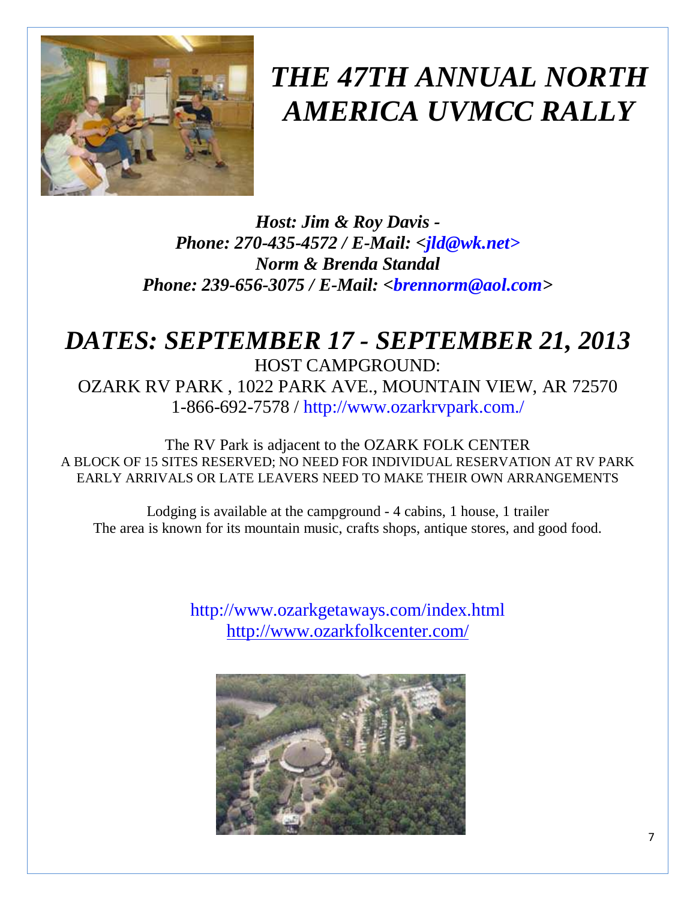# *THE 47TH ANNUAL NORTH AMERICA UVMCC RALLY*

***Host: Jim & Roy Davis -***
***Phone: 270-435-4572 / E-Mail: <jld@wk.net>***
***Norm & Brenda Standal***
***Phone: 239-656-3075 / E-Mail: <brennorm@aol.com>***

## *DATES: SEPTEMBER 17 - SEPTEMBER 21, 2013*

HOST CAMPGROUND:
OZARK RV PARK , 1022 PARK AVE., MOUNTAIN VIEW, AR 72570
1-866-692-7578 / http://www.ozarkrvpark.com./

The RV Park is adjacent to the OZARK FOLK CENTER
A BLOCK OF 15 SITES RESERVED; NO NEED FOR INDIVIDUAL RESERVATION AT RV PARK
EARLY ARRIVALS OR LATE LEAVERS NEED TO MAKE THEIR OWN ARRANGEMENTS

Lodging is available at the campground - 4 cabins, 1 house, 1 trailer
The area is known for its mountain music, crafts shops, antique stores, and good food.

http://www.ozarkgetaways.com/index.html
http://www.ozarkfolkcenter.com/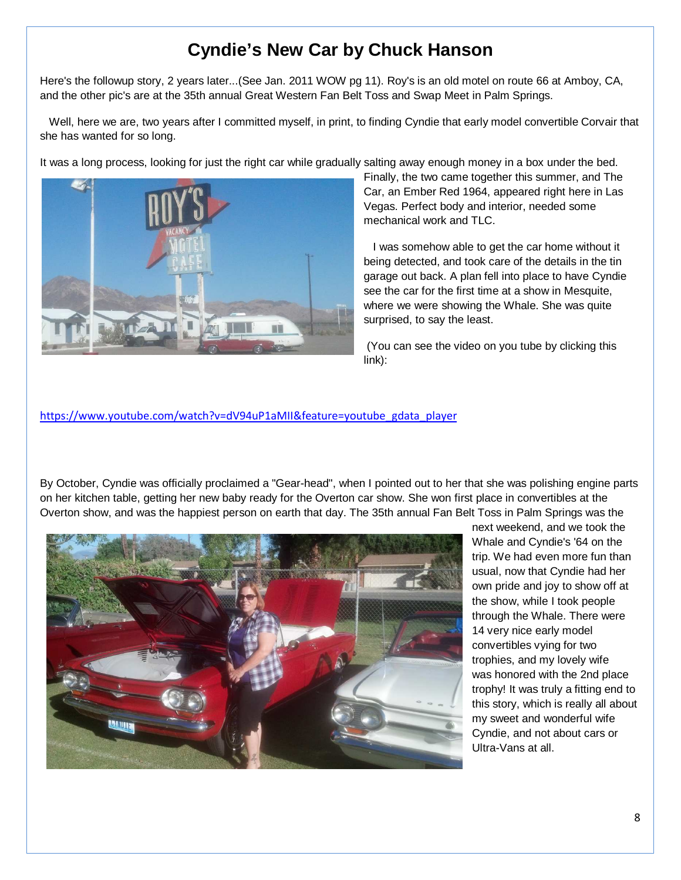# Cyndie's New Car by Chuck Hanson

Here's the followup story, 2 years later...(See Jan. 2011 WOW pg 11). Roy's is an old motel on route 66 at Amboy, CA, and the other pic's are at the 35th annual Great Western Fan Belt Toss and Swap Meet in Palm Springs.

Well, here we are, two years after I committed myself, in print, to finding Cyndie that early model convertible Corvair that she has wanted for so long.

It was a long process, looking for just the right car while gradually salting away enough money in a box under the bed. Finally, the two came together this summer, and The Car, an Ember Red 1964, appeared right here in Las Vegas. Perfect body and interior, needed some mechanical work and TLC.

I was somehow able to get the car home without it being detected, and took care of the details in the tin garage out back. A plan fell into place to have Cyndie see the car for the first time at a show in Mesquite, where we were showing the Whale. She was quite surprised, to say the least.

(You can see the video on you tube by clicking this link):

https://www.youtube.com/watch?v=dV94uP1aMIl&feature=youtube_gdata_player

By October, Cyndie was officially proclaimed a "Gear-head", when I pointed out to her that she was polishing engine parts on her kitchen table, getting her new baby ready for the Overton car show. She won first place in convertibles at the Overton show, and was the happiest person on earth that day. The 35th annual Fan Belt Toss in Palm Springs was the next weekend, and we took the Whale and Cyndie's '64 on the trip. We had even more fun than usual, now that Cyndie had her own pride and joy to show off at the show, while I took people through the Whale. There were 14 very nice early model convertibles vying for two trophies, and my lovely wife was honored with the 2nd place trophy! It was truly a fitting end to this story, which is really all about my sweet and wonderful wife Cyndie, and not about cars or Ultra-Vans at all.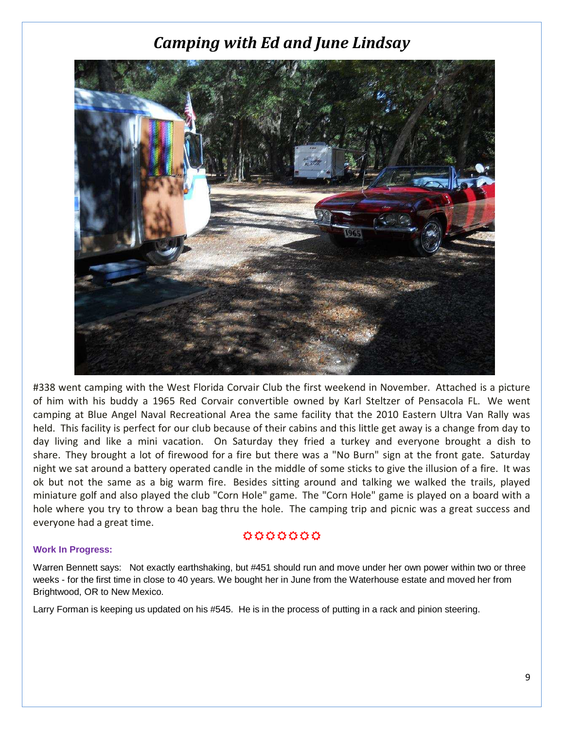# *Camping with Ed and June Lindsay*

#338 went camping with the West Florida Corvair Club the first weekend in November. Attached is a picture of him with his buddy a 1965 Red Corvair convertible owned by Karl Steltzer of Pensacola FL. We went camping at Blue Angel Naval Recreational Area the same facility that the 2010 Eastern Ultra Van Rally was held. This facility is perfect for our club because of their cabins and this little get away is a change from day to day living and like a mini vacation. On Saturday they fried a turkey and everyone brought a dish to share. They brought a lot of firewood for a fire but there was a "No Burn" sign at the front gate. Saturday night we sat around a battery operated candle in the middle of some sticks to give the illusion of a fire. It was ok but not the same as a big warm fire. Besides sitting around and talking we walked the trails, played miniature golf and also played the club "Corn Hole" game. The "Corn Hole" game is played on a board with a hole where you try to throw a bean bag thru the hole. The camping trip and picnic was a great success and everyone had a great time.

✪✪✪✪✪✪✪

**Work In Progress:**

Warren Bennett says: Not exactly earthshaking, but #451 should run and move under her own power within two or three weeks - for the first time in close to 40 years. We bought her in June from the Waterhouse estate and moved her from Brightwood, OR to New Mexico.

Larry Forman is keeping us updated on his #545. He is in the process of putting in a rack and pinion steering.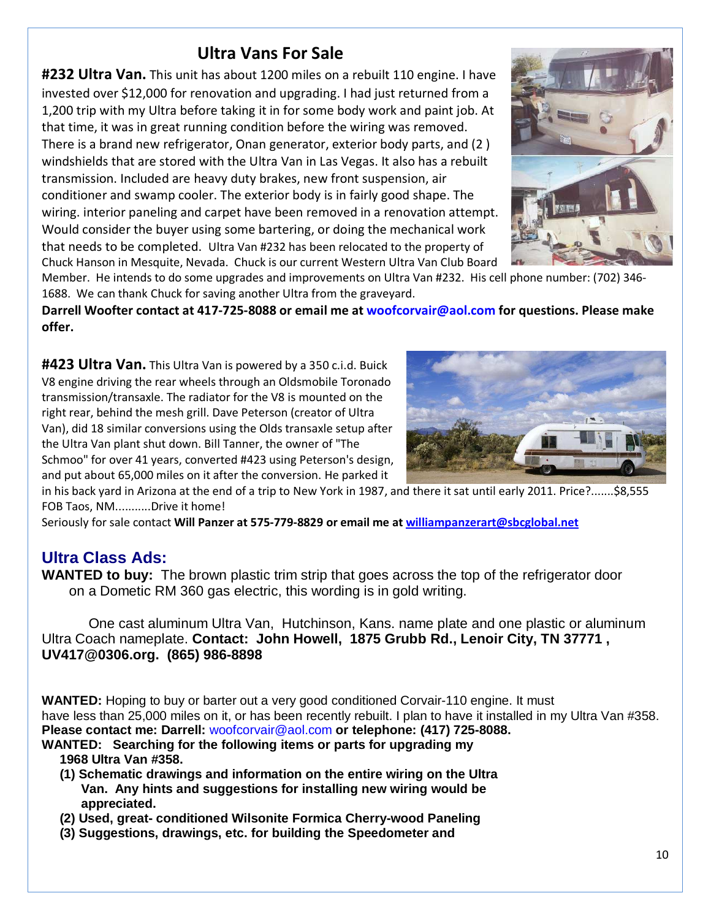## Ultra Vans For Sale

**#232 Ultra Van.** This unit has about 1200 miles on a rebuilt 110 engine. I have invested over $12,000 for renovation and upgrading. I had just returned from a 1,200 trip with my Ultra before taking it in for some body work and paint job. At that time, it was in great running condition before the wiring was removed. There is a brand new refrigerator, Onan generator, exterior body parts, and (2 ) windshields that are stored with the Ultra Van in Las Vegas. It also has a rebuilt transmission. Included are heavy duty brakes, new front suspension, air conditioner and swamp cooler. The exterior body is in fairly good shape. The wiring. interior paneling and carpet have been removed in a renovation attempt. Would consider the buyer using some bartering, or doing the mechanical work that needs to be completed. Ultra Van #232 has been relocated to the property of Chuck Hanson in Mesquite, Nevada. Chuck is our current Western Ultra Van Club Board Member. He intends to do some upgrades and improvements on Ultra Van #232. His cell phone number: (702) 346-1688. We can thank Chuck for saving another Ultra from the graveyard.

**Darrell Woofter contact at 417-725-8088 or email me at woofcorvair@aol.com for questions. Please make offer.**

**#423 Ultra Van.** This Ultra Van is powered by a 350 c.i.d. Buick V8 engine driving the rear wheels through an Oldsmobile Toronado transmission/transaxle. The radiator for the V8 is mounted on the right rear, behind the mesh grill. Dave Peterson (creator of Ultra Van), did 18 similar conversions using the Olds transaxle setup after the Ultra Van plant shut down. Bill Tanner, the owner of "The Schmoo" for over 41 years, converted #423 using Peterson's design, and put about 65,000 miles on it after the conversion. He parked it in his back yard in Arizona at the end of a trip to New York in 1987, and there it sat until early 2011. Price?.......$8,555 FOB Taos, NM...........Drive it home!

Seriously for sale contact **Will Panzer at 575-779-8829 or email me at williampanzerart@sbcglobal.net**

## Ultra Class Ads:

**WANTED to buy:** The brown plastic trim strip that goes across the top of the refrigerator door on a Dometic RM 360 gas electric, this wording is in gold writing.

One cast aluminum Ultra Van, Hutchinson, Kans. name plate and one plastic or aluminum Ultra Coach nameplate. **Contact: John Howell, 1875 Grubb Rd., Lenoir City, TN 37771 , UV417@0306.org. (865) 986-8898**

**WANTED:** Hoping to buy or barter out a very good conditioned Corvair-110 engine. It must have less than 25,000 miles on it, or has been recently rebuilt. I plan to have it installed in my Ultra Van #358. **Please contact me: Darrell:** woofcorvair@aol.com **or telephone: (417) 725-8088.**

**WANTED: Searching for the following items or parts for upgrading my 1968 Ultra Van #358.**

**(1) Schematic drawings and information on the entire wiring on the Ultra Van. Any hints and suggestions for installing new wiring would be appreciated.**

**(2) Used, great- conditioned Wilsonite Formica Cherry-wood Paneling**

**(3) Suggestions, drawings, etc. for building the Speedometer and**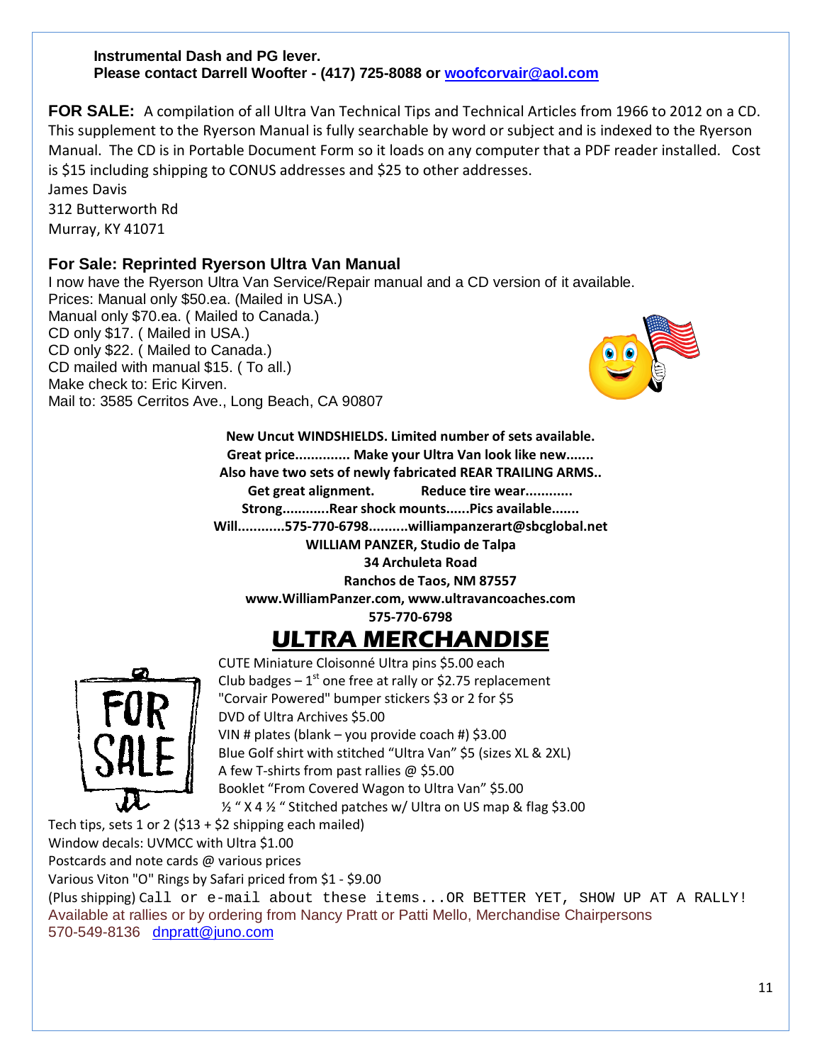**Instrumental Dash and PG lever.**
**Please contact Darrell Woofter - (417) 725-8088 or [woofcorvair@aol.com](mailto:woofcorvair@aol.com)**

**FOR SALE:** A compilation of all Ultra Van Technical Tips and Technical Articles from 1966 to 2012 on a CD. This supplement to the Ryerson Manual is fully searchable by word or subject and is indexed to the Ryerson Manual. The CD is in Portable Document Form so it loads on any computer that a PDF reader installed. Cost is $15 including shipping to CONUS addresses and $25 to other addresses.
James Davis
312 Butterworth Rd
Murray, KY 41071

### For Sale: Reprinted Ryerson Ultra Van Manual

I now have the Ryerson Ultra Van Service/Repair manual and a CD version of it available.
Prices: Manual only $50.ea. (Mailed in USA.)
Manual only $70.ea. ( Mailed to Canada.)
CD only $17. ( Mailed in USA.)
CD only $22. ( Mailed to Canada.)
CD mailed with manual $15. ( To all.)
Make check to: Eric Kirven.
Mail to: 3585 Cerritos Ave., Long Beach, CA 90807

**New Uncut WINDSHIELDS. Limited number of sets available.**
**Great price............. Make your Ultra Van look like new.......**
**Also have two sets of newly fabricated REAR TRAILING ARMS..**
**Get great alignment. Reduce tire wear...........**
**Strong............Rear shock mounts......Pics available.......**
**Will............575-770-6798..........williampanzerart@sbcglobal.net**
**WILLIAM PANZER, Studio de Talpa**
**34 Archuleta Road**
**Ranchos de Taos, NM 87557**
**www.WilliamPanzer.com, www.ultravancoaches.com**
**575-770-6798**

## ULTRA MERCHANDISE

CUTE Miniature Cloisonné Ultra pins $5.00 each
Club badges – 1st one free at rally or $2.75 replacement
"Corvair Powered" bumper stickers $3 or 2 for $5
DVD of Ultra Archives $5.00
VIN # plates (blank – you provide coach #) $3.00
Blue Golf shirt with stitched "Ultra Van" $5 (sizes XL & 2XL)
A few T-shirts from past rallies @ $5.00
Booklet "From Covered Wagon to Ultra Van" $5.00
½ " X 4 ½ " Stitched patches w/ Ultra on US map & flag $3.00
Tech tips, sets 1 or 2 ($13 + $2 shipping each mailed)
Window decals: UVMCC with Ultra $1.00
Postcards and note cards @ various prices
Various Viton "O" Rings by Safari priced from $1 - $9.00
(Plus shipping) Call or e-mail about these items...OR BETTER YET, SHOW UP AT A RALLY!
Available at rallies or by ordering from Nancy Pratt or Patti Mello, Merchandise Chairpersons
570-549-8136 [dnpratt@juno.com](mailto:dnpratt@juno.com)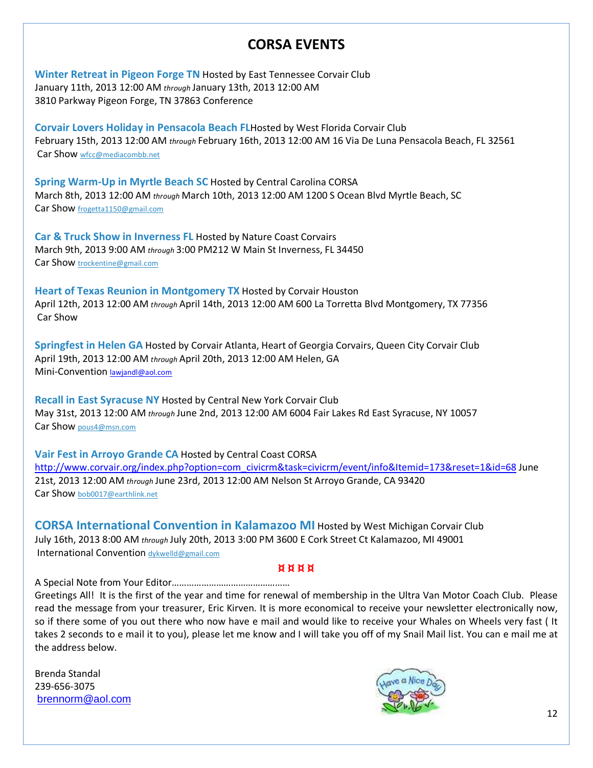# CORSA EVENTS

**Winter Retreat in Pigeon Forge TN** Hosted by East Tennessee Corvair Club
January 11th, 2013 12:00 AM *through* January 13th, 2013 12:00 AM
3810 Parkway Pigeon Forge, TN 37863 Conference

**Corvair Lovers Holiday in Pensacola Beach FL**Hosted by West Florida Corvair Club
February 15th, 2013 12:00 AM *through* February 16th, 2013 12:00 AM 16 Via De Luna Pensacola Beach, FL 32561
Car Show wfcc@mediacombb.net

**Spring Warm-Up in Myrtle Beach SC** Hosted by Central Carolina CORSA
March 8th, 2013 12:00 AM *through* March 10th, 2013 12:00 AM 1200 S Ocean Blvd Myrtle Beach, SC
Car Show frogetta1150@gmail.com

**Car & Truck Show in Inverness FL** Hosted by Nature Coast Corvairs
March 9th, 2013 9:00 AM *through* 3:00 PM212 W Main St Inverness, FL 34450
Car Show trockentine@gmail.com

**Heart of Texas Reunion in Montgomery TX** Hosted by Corvair Houston
April 12th, 2013 12:00 AM *through* April 14th, 2013 12:00 AM 600 La Torretta Blvd Montgomery, TX 77356
Car Show

**Springfest in Helen GA** Hosted by Corvair Atlanta, Heart of Georgia Corvairs, Queen City Corvair Club
April 19th, 2013 12:00 AM *through* April 20th, 2013 12:00 AM Helen, GA
Mini-Convention lawjandl@aol.com

**Recall in East Syracuse NY** Hosted by Central New York Corvair Club
May 31st, 2013 12:00 AM *through* June 2nd, 2013 12:00 AM 6004 Fair Lakes Rd East Syracuse, NY 10057
Car Show pous4@msn.com

**Vair Fest in Arroyo Grande CA** Hosted by Central Coast CORSA
http://www.corvair.org/index.php?option=com_civicrm&task=civicrm/event/info&Itemid=173&reset=1&id=68 June 21st, 2013 12:00 AM *through* June 23rd, 2013 12:00 AM Nelson St Arroyo Grande, CA 93420
Car Show bob0017@earthlink.net

**CORSA International Convention in Kalamazoo MI** Hosted by West Michigan Corvair Club
July 16th, 2013 8:00 AM *through* July 20th, 2013 3:00 PM 3600 E Cork Street Ct Kalamazoo, MI 49001
International Convention dykwelld@gmail.com

¤ ¤ ¤ ¤

A Special Note from Your Editor…………………………………………

Greetings All! It is the first of the year and time for renewal of membership in the Ultra Van Motor Coach Club. Please read the message from your treasurer, Eric Kirven. It is more economical to receive your newsletter electronically now, so if there some of you out there who now have e mail and would like to receive your Whales on Wheels very fast ( It takes 2 seconds to e mail it to you), please let me know and I will take you off of my Snail Mail list. You can e mail me at the address below.

Brenda Standal
239-656-3075
brennorm@aol.com